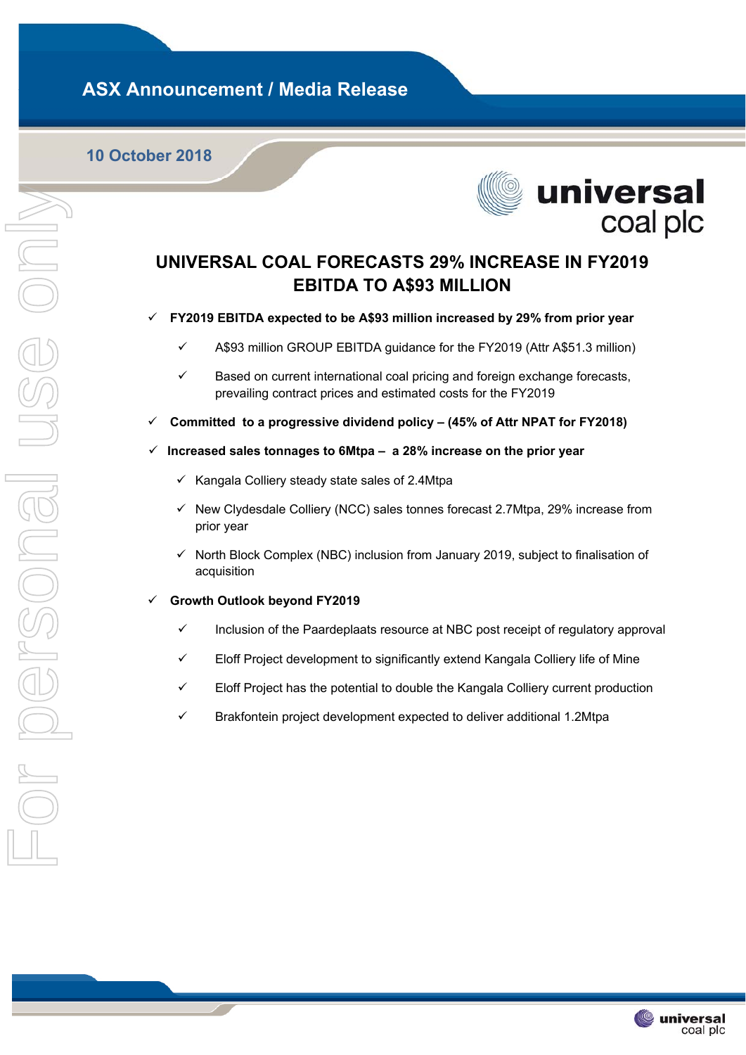ASX Announcement / Media Release

10 October 2018

# UNIVERSAL COAL FORECASTS 29% INCREASE IN FY2019 EBITDA TO A$93 MILLION

- ✓ **FY2019 EBITDA expected to be A$93 million increased by 29% from prior year**
  - ✓ A$93 million GROUP EBITDA guidance for the FY2019 (Attr A$51.3 million)
  - ✓ Based on current international coal pricing and foreign exchange forecasts, prevailing contract prices and estimated costs for the FY2019
- ✓ **Committed to a progressive dividend policy – (45% of Attr NPAT for FY2018)**
- ✓ **Increased sales tonnages to 6Mtpa – a 28% increase on the prior year**
  - ✓ Kangala Colliery steady state sales of 2.4Mtpa
  - ✓ New Clydesdale Colliery (NCC) sales tonnes forecast 2.7Mtpa, 29% increase from prior year
  - ✓ North Block Complex (NBC) inclusion from January 2019, subject to finalisation of acquisition
- ✓ **Growth Outlook beyond FY2019**
  - ✓ Inclusion of the Paardeplaats resource at NBC post receipt of regulatory approval
  - ✓ Eloff Project development to significantly extend Kangala Colliery life of Mine
  - ✓ Eloff Project has the potential to double the Kangala Colliery current production
  - ✓ Brakfontein project development expected to deliver additional 1.2Mtpa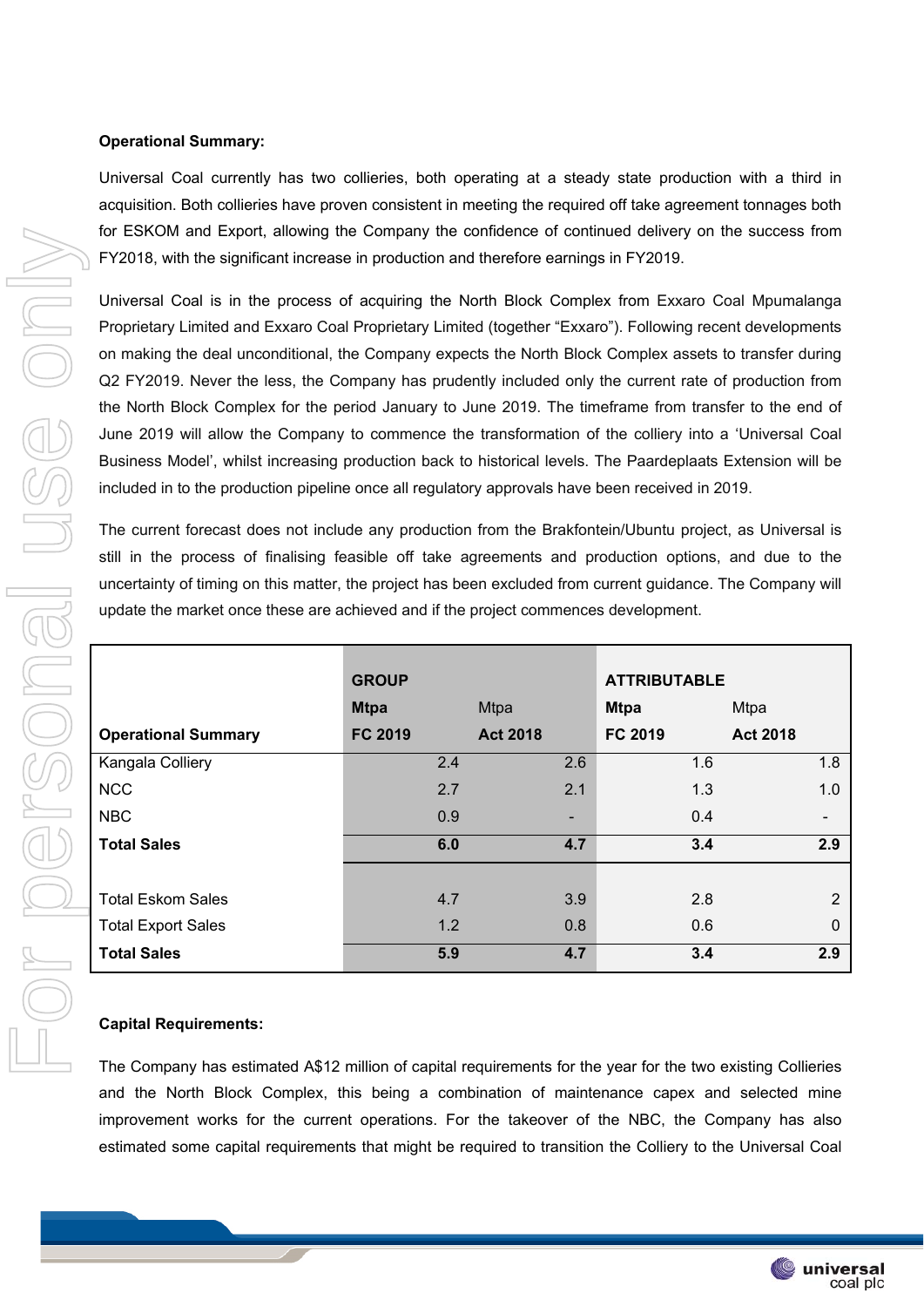**Operational Summary:**

Universal Coal currently has two collieries, both operating at a steady state production with a third in acquisition. Both collieries have proven consistent in meeting the required off take agreement tonnages both for ESKOM and Export, allowing the Company the confidence of continued delivery on the success from FY2018, with the significant increase in production and therefore earnings in FY2019.

Universal Coal is in the process of acquiring the North Block Complex from Exxaro Coal Mpumalanga Proprietary Limited and Exxaro Coal Proprietary Limited (together "Exxaro"). Following recent developments on making the deal unconditional, the Company expects the North Block Complex assets to transfer during Q2 FY2019. Never the less, the Company has prudently included only the current rate of production from the North Block Complex for the period January to June 2019. The timeframe from transfer to the end of June 2019 will allow the Company to commence the transformation of the colliery into a 'Universal Coal Business Model', whilst increasing production back to historical levels. The Paardeplaats Extension will be included in to the production pipeline once all regulatory approvals have been received in 2019.

The current forecast does not include any production from the Brakfontein/Ubuntu project, as Universal is still in the process of finalising feasible off take agreements and production options, and due to the uncertainty of timing on this matter, the project has been excluded from current guidance. The Company will update the market once these are achieved and if the project commences development.

| | GROUP | | ATTRIBUTABLE | |
|---|---|---|---|---|
| | **Mtpa** | Mtpa | **Mtpa** | Mtpa |
| **Operational Summary** | **FC 2019** | **Act 2018** | **FC 2019** | **Act 2018** |
| Kangala Colliery | 2.4 | 2.6 | 1.6 | 1.8 |
| NCC | 2.7 | 2.1 | 1.3 | 1.0 |
| NBC | 0.9 | - | 0.4 | - |
| **Total Sales** | **6.0** | **4.7** | **3.4** | **2.9** |
| | | | | |
| Total Eskom Sales | 4.7 | 3.9 | 2.8 | 2 |
| Total Export Sales | 1.2 | 0.8 | 0.6 | 0 |
| **Total Sales** | **5.9** | **4.7** | **3.4** | **2.9** |

**Capital Requirements:**

The Company has estimated A$12 million of capital requirements for the year for the two existing Collieries and the North Block Complex, this being a combination of maintenance capex and selected mine improvement works for the current operations. For the takeover of the NBC, the Company has also estimated some capital requirements that might be required to transition the Colliery to the Universal Coal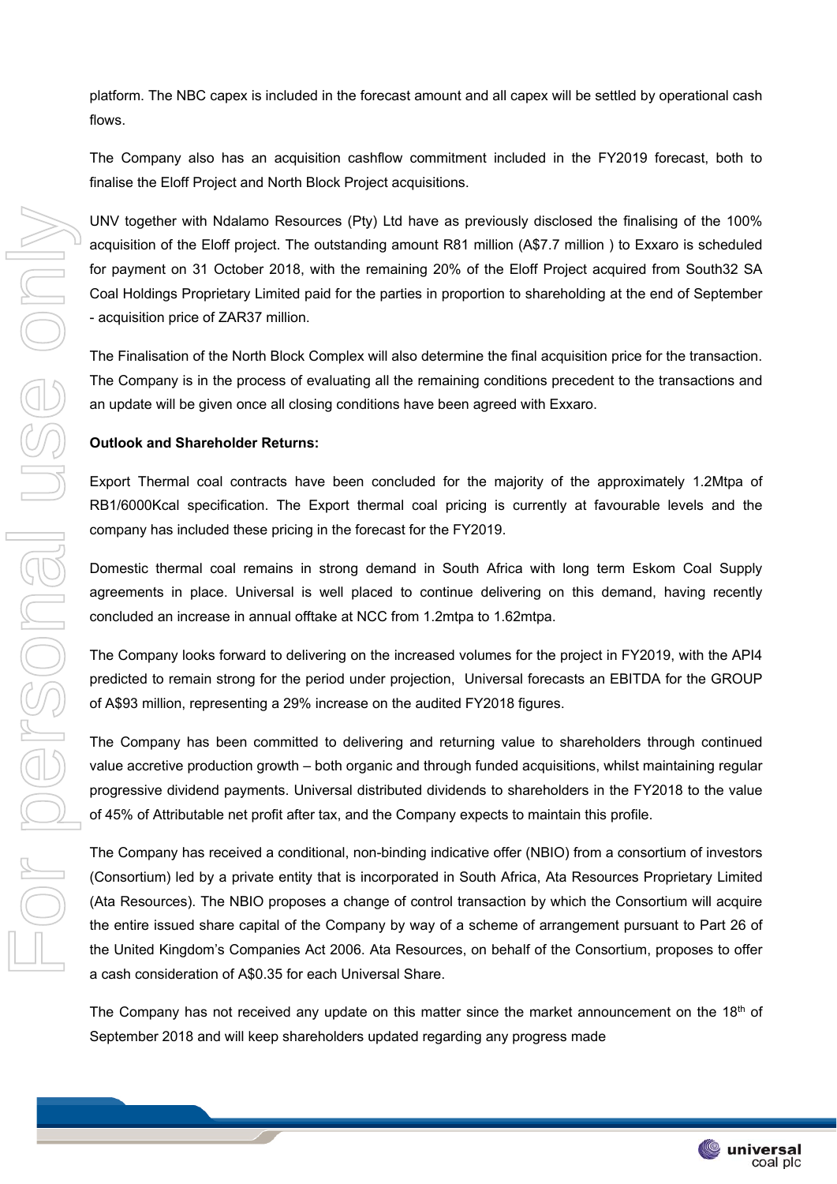platform. The NBC capex is included in the forecast amount and all capex will be settled by operational cash flows.

The Company also has an acquisition cashflow commitment included in the FY2019 forecast, both to finalise the Eloff Project and North Block Project acquisitions.

UNV together with Ndalamo Resources (Pty) Ltd have as previously disclosed the finalising of the 100% acquisition of the Eloff project. The outstanding amount R81 million (A$7.7 million ) to Exxaro is scheduled for payment on 31 October 2018, with the remaining 20% of the Eloff Project acquired from South32 SA Coal Holdings Proprietary Limited paid for the parties in proportion to shareholding at the end of September - acquisition price of ZAR37 million.

The Finalisation of the North Block Complex will also determine the final acquisition price for the transaction. The Company is in the process of evaluating all the remaining conditions precedent to the transactions and an update will be given once all closing conditions have been agreed with Exxaro.

**Outlook and Shareholder Returns:**

Export Thermal coal contracts have been concluded for the majority of the approximately 1.2Mtpa of RB1/6000Kcal specification. The Export thermal coal pricing is currently at favourable levels and the company has included these pricing in the forecast for the FY2019.

Domestic thermal coal remains in strong demand in South Africa with long term Eskom Coal Supply agreements in place. Universal is well placed to continue delivering on this demand, having recently concluded an increase in annual offtake at NCC from 1.2mtpa to 1.62mtpa.

The Company looks forward to delivering on the increased volumes for the project in FY2019, with the API4 predicted to remain strong for the period under projection, Universal forecasts an EBITDA for the GROUP of A$93 million, representing a 29% increase on the audited FY2018 figures.

The Company has been committed to delivering and returning value to shareholders through continued value accretive production growth – both organic and through funded acquisitions, whilst maintaining regular progressive dividend payments. Universal distributed dividends to shareholders in the FY2018 to the value of 45% of Attributable net profit after tax, and the Company expects to maintain this profile.

The Company has received a conditional, non-binding indicative offer (NBIO) from a consortium of investors (Consortium) led by a private entity that is incorporated in South Africa, Ata Resources Proprietary Limited (Ata Resources). The NBIO proposes a change of control transaction by which the Consortium will acquire the entire issued share capital of the Company by way of a scheme of arrangement pursuant to Part 26 of the United Kingdom's Companies Act 2006. Ata Resources, on behalf of the Consortium, proposes to offer a cash consideration of A$0.35 for each Universal Share.

The Company has not received any update on this matter since the market announcement on the 18th of September 2018 and will keep shareholders updated regarding any progress made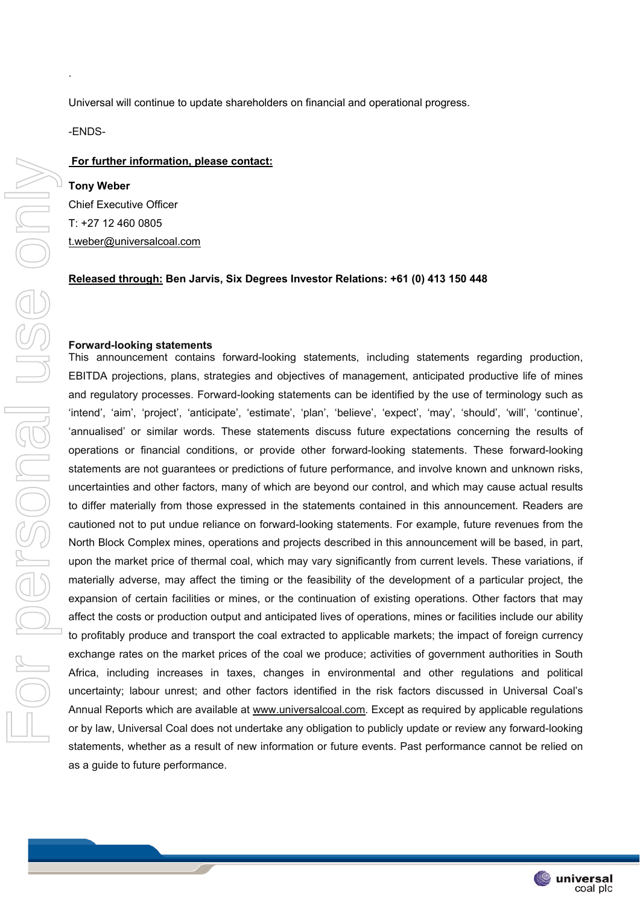.

Universal will continue to update shareholders on financial and operational progress.

-ENDS-

**For further information, please contact:**

**Tony Weber**
Chief Executive Officer
T: +27 12 460 0805
t.weber@universalcoal.com

**Released through: Ben Jarvis, Six Degrees Investor Relations: +61 (0) 413 150 448**

**Forward-looking statements**

This announcement contains forward-looking statements, including statements regarding production, EBITDA projections, plans, strategies and objectives of management, anticipated productive life of mines and regulatory processes. Forward-looking statements can be identified by the use of terminology such as 'intend', 'aim', 'project', 'anticipate', 'estimate', 'plan', 'believe', 'expect', 'may', 'should', 'will', 'continue', 'annualised' or similar words. These statements discuss future expectations concerning the results of operations or financial conditions, or provide other forward-looking statements. These forward-looking statements are not guarantees or predictions of future performance, and involve known and unknown risks, uncertainties and other factors, many of which are beyond our control, and which may cause actual results to differ materially from those expressed in the statements contained in this announcement. Readers are cautioned not to put undue reliance on forward-looking statements. For example, future revenues from the North Block Complex mines, operations and projects described in this announcement will be based, in part, upon the market price of thermal coal, which may vary significantly from current levels. These variations, if materially adverse, may affect the timing or the feasibility of the development of a particular project, the expansion of certain facilities or mines, or the continuation of existing operations. Other factors that may affect the costs or production output and anticipated lives of operations, mines or facilities include our ability to profitably produce and transport the coal extracted to applicable markets; the impact of foreign currency exchange rates on the market prices of the coal we produce; activities of government authorities in South Africa, including increases in taxes, changes in environmental and other regulations and political uncertainty; labour unrest; and other factors identified in the risk factors discussed in Universal Coal's Annual Reports which are available at www.universalcoal.com. Except as required by applicable regulations or by law, Universal Coal does not undertake any obligation to publicly update or review any forward-looking statements, whether as a result of new information or future events. Past performance cannot be relied on as a guide to future performance.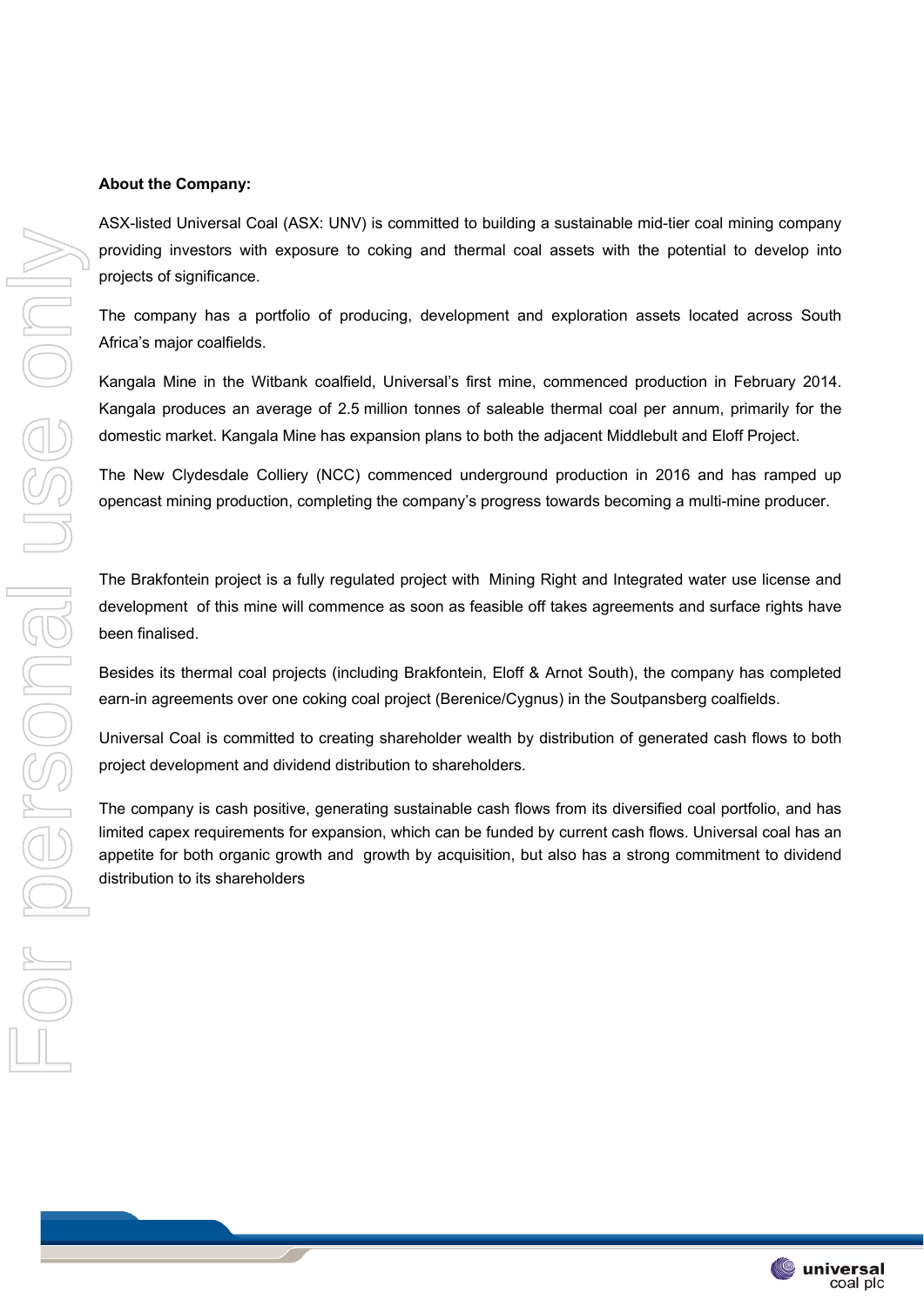**About the Company:**

ASX-listed Universal Coal (ASX: UNV) is committed to building a sustainable mid-tier coal mining company providing investors with exposure to coking and thermal coal assets with the potential to develop into projects of significance.

The company has a portfolio of producing, development and exploration assets located across South Africa's major coalfields.

Kangala Mine in the Witbank coalfield, Universal's first mine, commenced production in February 2014. Kangala produces an average of 2.5 million tonnes of saleable thermal coal per annum, primarily for the domestic market. Kangala Mine has expansion plans to both the adjacent Middlebult and Eloff Project.

The New Clydesdale Colliery (NCC) commenced underground production in 2016 and has ramped up opencast mining production, completing the company's progress towards becoming a multi-mine producer.

The Brakfontein project is a fully regulated project with Mining Right and Integrated water use license and development of this mine will commence as soon as feasible off takes agreements and surface rights have been finalised.

Besides its thermal coal projects (including Brakfontein, Eloff & Arnot South), the company has completed earn-in agreements over one coking coal project (Berenice/Cygnus) in the Soutpansberg coalfields.

Universal Coal is committed to creating shareholder wealth by distribution of generated cash flows to both project development and dividend distribution to shareholders.

The company is cash positive, generating sustainable cash flows from its diversified coal portfolio, and has limited capex requirements for expansion, which can be funded by current cash flows. Universal coal has an appetite for both organic growth and growth by acquisition, but also has a strong commitment to dividend distribution to its shareholders